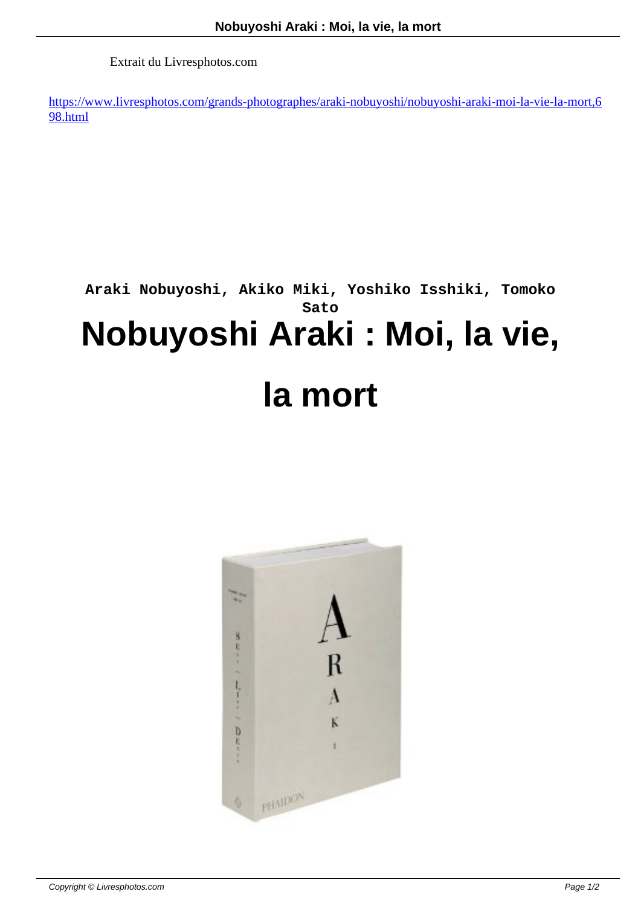Extrait du Livresphotos.com

https://www.livresphotos.com/grands-photographes/araki-nobuyoshi/nobuyoshi-araki-moi-la-vie-la-mort,698.html

**Araki Nobuyoshi, Akiko Miki, Yoshiko Isshiki, Tomoko Sato**

# Nobuyoshi Araki : Moi, la vie, la mort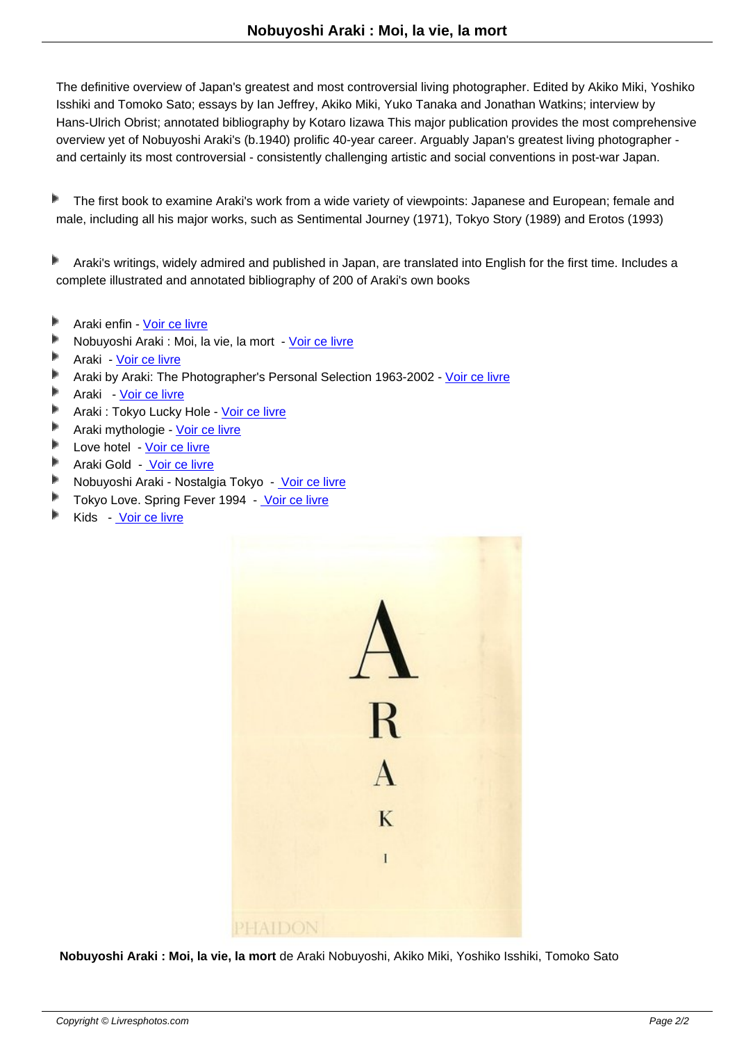The definitive overview of Japan's greatest and most controversial living photographer. Edited by Akiko Miki, Yoshiko Isshiki and Tomoko Sato; essays by Ian Jeffrey, Akiko Miki, Yuko Tanaka and Jonathan Watkins; interview by Hans-Ulrich Obrist; annotated bibliography by Kotaro Iizawa This major publication provides the most comprehensive overview yet of Nobuyoshi Araki's (b.1940) prolific 40-year career. Arguably Japan's greatest living photographer - and certainly its most controversial - consistently challenging artistic and social conventions in post-war Japan.

- The first book to examine Araki's work from a wide variety of viewpoints: Japanese and European; female and male, including all his major works, such as Sentimental Journey (1971), Tokyo Story (1989) and Erotos (1993)

- Araki's writings, widely admired and published in Japan, are translated into English for the first time. Includes a complete illustrated and annotated bibliography of 200 of Araki's own books

- Araki enfin - Voir ce livre
- Nobuyoshi Araki : Moi, la vie, la mort - Voir ce livre
- Araki - Voir ce livre
- Araki by Araki: The Photographer's Personal Selection 1963-2002 - Voir ce livre
- Araki - Voir ce livre
- Araki : Tokyo Lucky Hole - Voir ce livre
- Araki mythologie - Voir ce livre
- Love hotel - Voir ce livre
- Araki Gold - Voir ce livre
- Nobuyoshi Araki - Nostalgia Tokyo - Voir ce livre
- Tokyo Love. Spring Fever 1994 - Voir ce livre
- Kids - Voir ce livre

**Nobuyoshi Araki : Moi, la vie, la mort** de Araki Nobuyoshi, Akiko Miki, Yoshiko Isshiki, Tomoko Sato